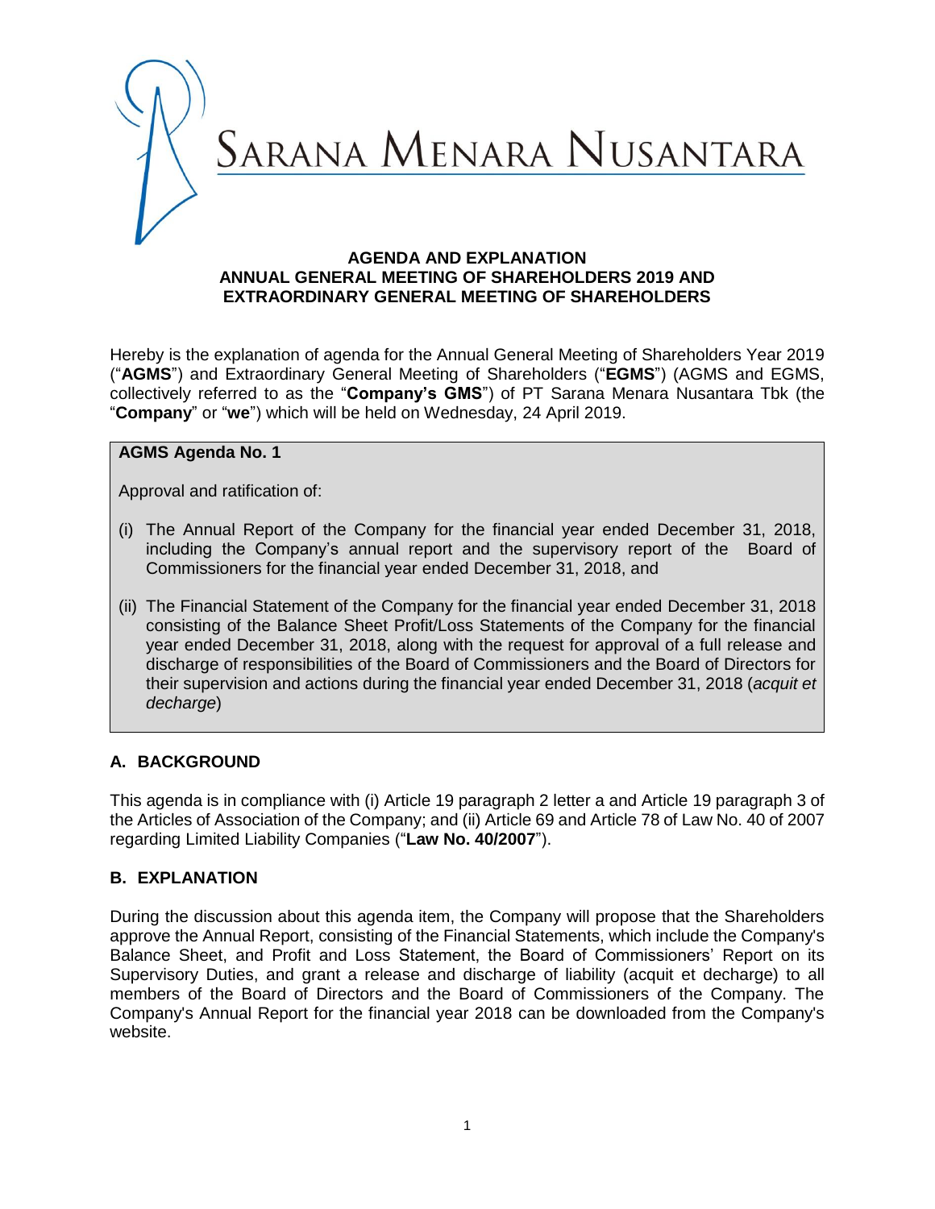# SARANA MENARA NUSANTARA

**AGENDA AND EXPLANATION**
**ANNUAL GENERAL MEETING OF SHAREHOLDERS 2019 AND EXTRAORDINARY GENERAL MEETING OF SHAREHOLDERS**

Hereby is the explanation of agenda for the Annual General Meeting of Shareholders Year 2019 ("**AGMS**") and Extraordinary General Meeting of Shareholders ("**EGMS**") (AGMS and EGMS, collectively referred to as the "**Company's GMS**") of PT Sarana Menara Nusantara Tbk (the "**Company**" or "**we**") which will be held on Wednesday, 24 April 2019.

**AGMS Agenda No. 1**

Approval and ratification of:

(i) The Annual Report of the Company for the financial year ended December 31, 2018, including the Company's annual report and the supervisory report of the Board of Commissioners for the financial year ended December 31, 2018, and

(ii) The Financial Statement of the Company for the financial year ended December 31, 2018 consisting of the Balance Sheet Profit/Loss Statements of the Company for the financial year ended December 31, 2018, along with the request for approval of a full release and discharge of responsibilities of the Board of Commissioners and the Board of Directors for their supervision and actions during the financial year ended December 31, 2018 (*acquit et decharge*)

## A. BACKGROUND

This agenda is in compliance with (i) Article 19 paragraph 2 letter a and Article 19 paragraph 3 of the Articles of Association of the Company; and (ii) Article 69 and Article 78 of Law No. 40 of 2007 regarding Limited Liability Companies ("**Law No. 40/2007**").

## B. EXPLANATION

During the discussion about this agenda item, the Company will propose that the Shareholders approve the Annual Report, consisting of the Financial Statements, which include the Company's Balance Sheet, and Profit and Loss Statement, the Board of Commissioners' Report on its Supervisory Duties, and grant a release and discharge of liability (acquit et decharge) to all members of the Board of Directors and the Board of Commissioners of the Company. The Company's Annual Report for the financial year 2018 can be downloaded from the Company's website.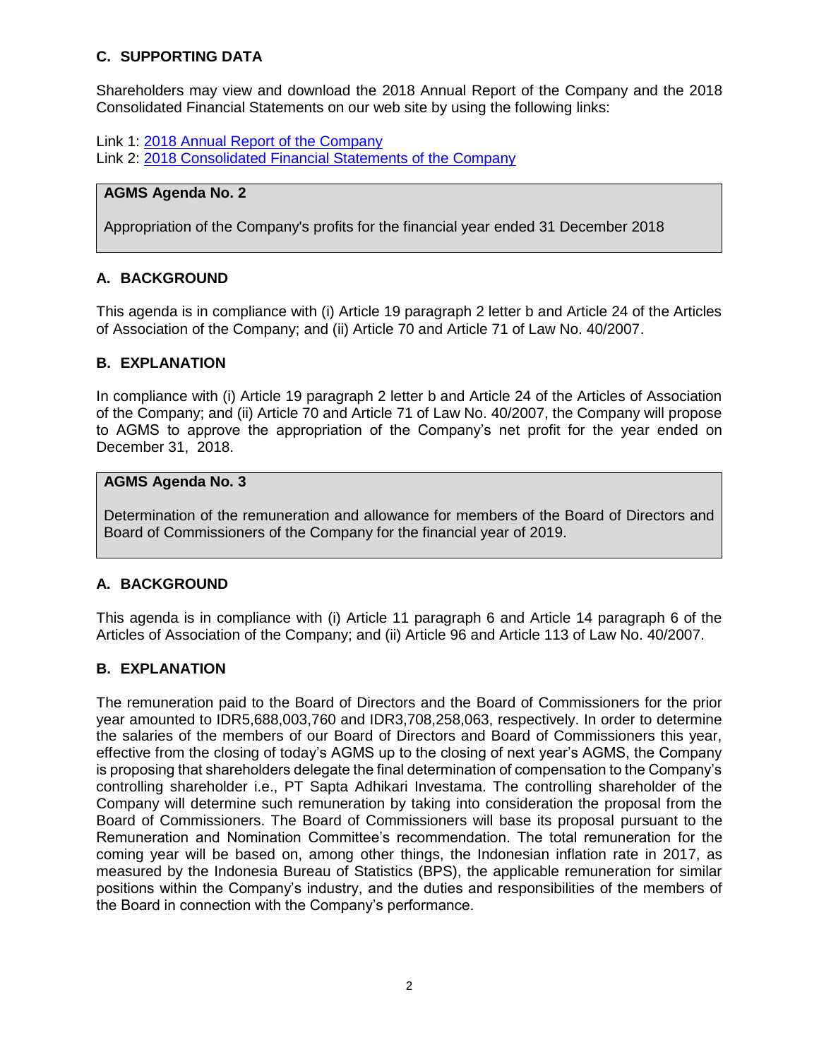## C. SUPPORTING DATA

Shareholders may view and download the 2018 Annual Report of the Company and the 2018 Consolidated Financial Statements on our web site by using the following links:

Link 1: 2018 Annual Report of the Company
Link 2: 2018 Consolidated Financial Statements of the Company

**AGMS Agenda No. 2**

Appropriation of the Company's profits for the financial year ended 31 December 2018

## A. BACKGROUND

This agenda is in compliance with (i) Article 19 paragraph 2 letter b and Article 24 of the Articles of Association of the Company; and (ii) Article 70 and Article 71 of Law No. 40/2007.

## B. EXPLANATION

In compliance with (i) Article 19 paragraph 2 letter b and Article 24 of the Articles of Association of the Company; and (ii) Article 70 and Article 71 of Law No. 40/2007, the Company will propose to AGMS to approve the appropriation of the Company's net profit for the year ended on December 31, 2018.

**AGMS Agenda No. 3**

Determination of the remuneration and allowance for members of the Board of Directors and Board of Commissioners of the Company for the financial year of 2019.

## A. BACKGROUND

This agenda is in compliance with (i) Article 11 paragraph 6 and Article 14 paragraph 6 of the Articles of Association of the Company; and (ii) Article 96 and Article 113 of Law No. 40/2007.

## B. EXPLANATION

The remuneration paid to the Board of Directors and the Board of Commissioners for the prior year amounted to IDR5,688,003,760 and IDR3,708,258,063, respectively. In order to determine the salaries of the members of our Board of Directors and Board of Commissioners this year, effective from the closing of today's AGMS up to the closing of next year's AGMS, the Company is proposing that shareholders delegate the final determination of compensation to the Company's controlling shareholder i.e., PT Sapta Adhikari Investama. The controlling shareholder of the Company will determine such remuneration by taking into consideration the proposal from the Board of Commissioners. The Board of Commissioners will base its proposal pursuant to the Remuneration and Nomination Committee's recommendation. The total remuneration for the coming year will be based on, among other things, the Indonesian inflation rate in 2017, as measured by the Indonesia Bureau of Statistics (BPS), the applicable remuneration for similar positions within the Company's industry, and the duties and responsibilities of the members of the Board in connection with the Company's performance.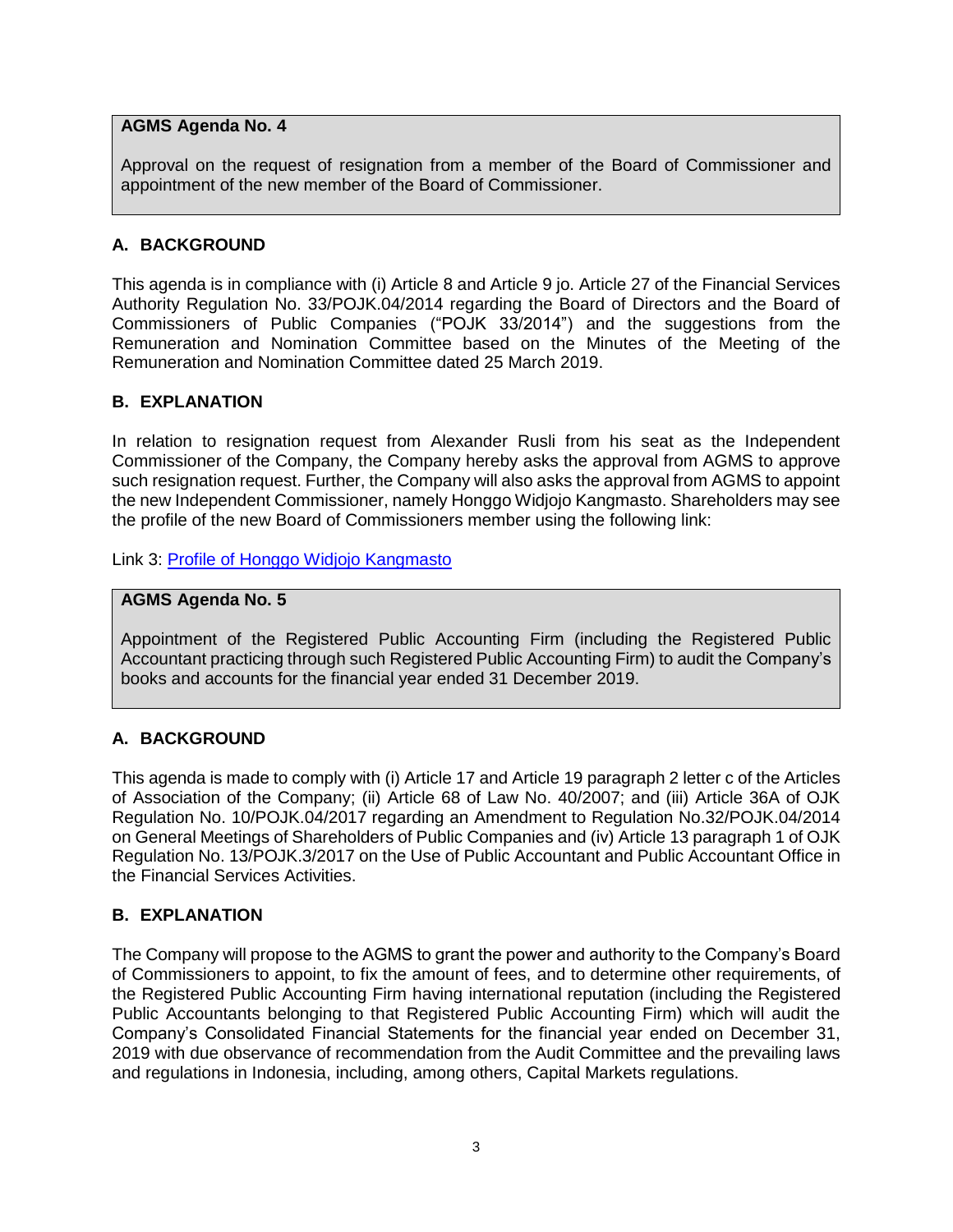**AGMS Agenda No. 4**

Approval on the request of resignation from a member of the Board of Commissioner and appointment of the new member of the Board of Commissioner.

**A. BACKGROUND**

This agenda is in compliance with (i) Article 8 and Article 9 jo. Article 27 of the Financial Services Authority Regulation No. 33/POJK.04/2014 regarding the Board of Directors and the Board of Commissioners of Public Companies ("POJK 33/2014") and the suggestions from the Remuneration and Nomination Committee based on the Minutes of the Meeting of the Remuneration and Nomination Committee dated 25 March 2019.

**B. EXPLANATION**

In relation to resignation request from Alexander Rusli from his seat as the Independent Commissioner of the Company, the Company hereby asks the approval from AGMS to approve such resignation request. Further, the Company will also asks the approval from AGMS to appoint the new Independent Commissioner, namely Honggo Widjojo Kangmasto. Shareholders may see the profile of the new Board of Commissioners member using the following link:

Link 3: Profile of Honggo Widjojo Kangmasto

**AGMS Agenda No. 5**

Appointment of the Registered Public Accounting Firm (including the Registered Public Accountant practicing through such Registered Public Accounting Firm) to audit the Company's books and accounts for the financial year ended 31 December 2019.

**A. BACKGROUND**

This agenda is made to comply with (i) Article 17 and Article 19 paragraph 2 letter c of the Articles of Association of the Company; (ii) Article 68 of Law No. 40/2007; and (iii) Article 36A of OJK Regulation No. 10/POJK.04/2017 regarding an Amendment to Regulation No.32/POJK.04/2014 on General Meetings of Shareholders of Public Companies and (iv) Article 13 paragraph 1 of OJK Regulation No. 13/POJK.3/2017 on the Use of Public Accountant and Public Accountant Office in the Financial Services Activities.

**B. EXPLANATION**

The Company will propose to the AGMS to grant the power and authority to the Company's Board of Commissioners to appoint, to fix the amount of fees, and to determine other requirements, of the Registered Public Accounting Firm having international reputation (including the Registered Public Accountants belonging to that Registered Public Accounting Firm) which will audit the Company's Consolidated Financial Statements for the financial year ended on December 31, 2019 with due observance of recommendation from the Audit Committee and the prevailing laws and regulations in Indonesia, including, among others, Capital Markets regulations.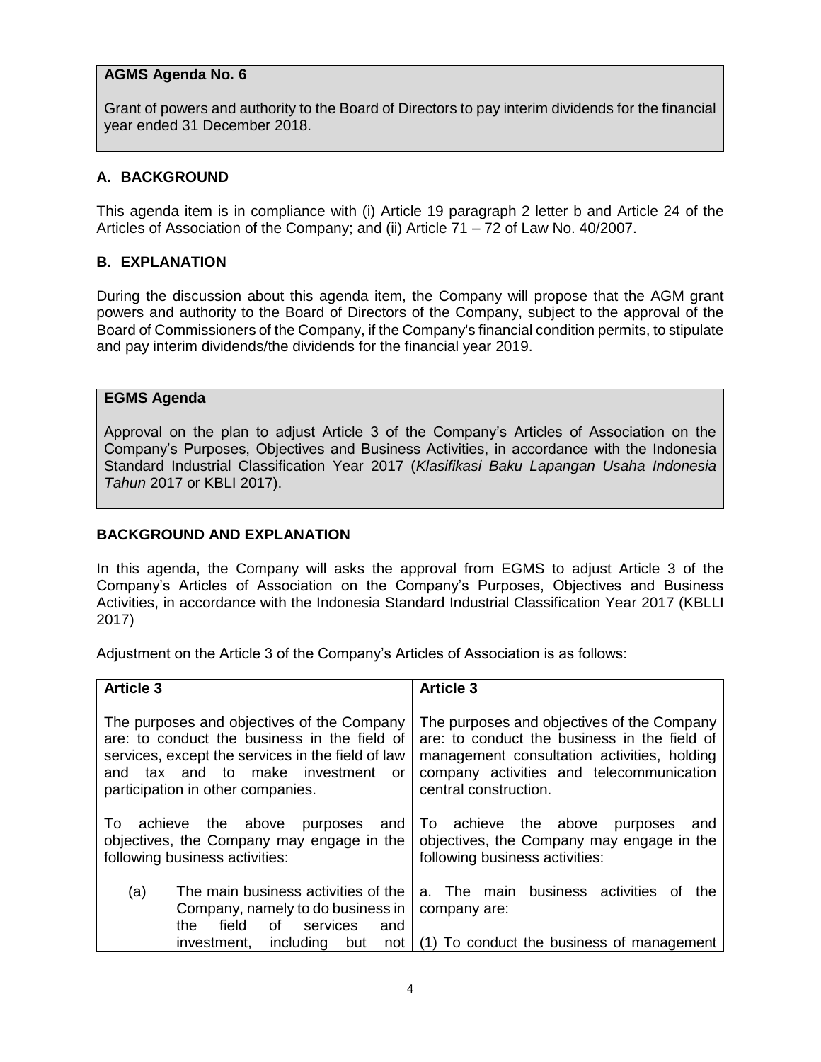**AGMS Agenda No. 6**

Grant of powers and authority to the Board of Directors to pay interim dividends for the financial year ended 31 December 2018.

### A. BACKGROUND

This agenda item is in compliance with (i) Article 19 paragraph 2 letter b and Article 24 of the Articles of Association of the Company; and (ii) Article 71 – 72 of Law No. 40/2007.

### B. EXPLANATION

During the discussion about this agenda item, the Company will propose that the AGM grant powers and authority to the Board of Directors of the Company, subject to the approval of the Board of Commissioners of the Company, if the Company's financial condition permits, to stipulate and pay interim dividends/the dividends for the financial year 2019.

**EGMS Agenda**

Approval on the plan to adjust Article 3 of the Company's Articles of Association on the Company's Purposes, Objectives and Business Activities, in accordance with the Indonesia Standard Industrial Classification Year 2017 (*Klasifikasi Baku Lapangan Usaha Indonesia Tahun* 2017 or KBLI 2017).

### BACKGROUND AND EXPLANATION

In this agenda, the Company will asks the approval from EGMS to adjust Article 3 of the Company's Articles of Association on the Company's Purposes, Objectives and Business Activities, in accordance with the Indonesia Standard Industrial Classification Year 2017 (KBLLI 2017)

Adjustment on the Article 3 of the Company's Articles of Association is as follows:

| **Article 3** | **Article 3** |
|---|---|
| The purposes and objectives of the Company are: to conduct the business in the field of services, except the services in the field of law and tax and to make investment or participation in other companies. | The purposes and objectives of the Company are: to conduct the business in the field of management consultation activities, holding company activities and telecommunication central construction. |
| To achieve the above purposes and objectives, the Company may engage in the following business activities: | To achieve the above purposes and objectives, the Company may engage in the following business activities: |
| (a) The main business activities of the Company, namely to do business in the field of services and investment, including but not | a. The main business activities of the company are: (1) To conduct the business of management |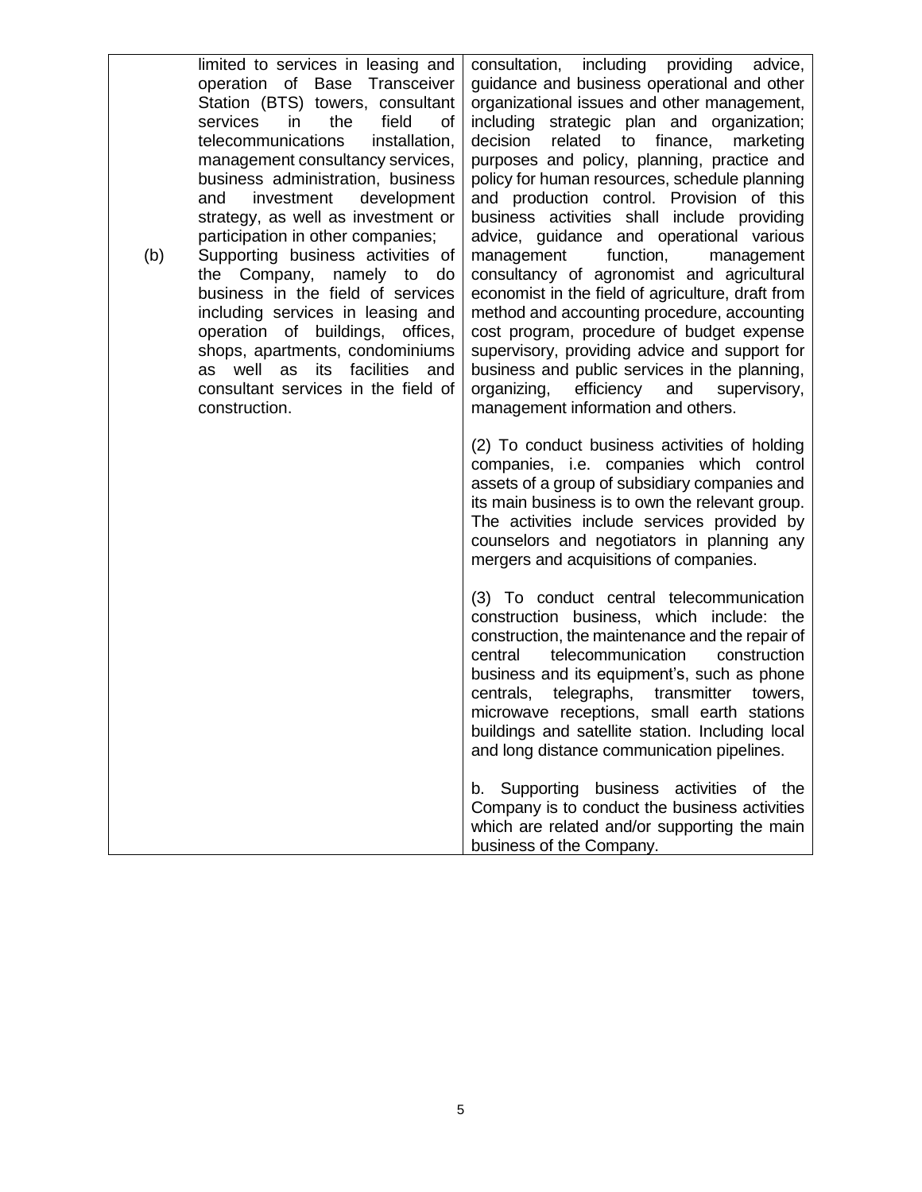| | | |
|---|---|---|
| | limited to services in leasing and operation of Base Transceiver Station (BTS) towers, consultant services in the field of telecommunications installation, management consultancy services, business administration, business and investment development strategy, as well as investment or participation in other companies; | consultation, including providing advice, guidance and business operational and other organizational issues and other management, including strategic plan and organization; decision related to finance, marketing purposes and policy, planning, practice and policy for human resources, schedule planning and production control. Provision of this business activities shall include providing advice, guidance and operational various management function, management consultancy of agronomist and agricultural economist in the field of agriculture, draft from method and accounting procedure, accounting cost program, procedure of budget expense supervisory, providing advice and support for business and public services in the planning, organizing, efficiency and supervisory, management information and others.<br><br>(2) To conduct business activities of holding companies, i.e. companies which control assets of a group of subsidiary companies and its main business is to own the relevant group. The activities include services provided by counselors and negotiators in planning any mergers and acquisitions of companies.<br><br>(3) To conduct central telecommunication construction business, which include: the construction, the maintenance and the repair of central telecommunication construction business and its equipment's, such as phone centrals, telegraphs, transmitter towers, microwave receptions, small earth stations buildings and satellite station. Including local and long distance communication pipelines.<br><br>b. Supporting business activities of the Company is to conduct the business activities which are related and/or supporting the main business of the Company. |
| (b) | Supporting business activities of the Company, namely to do business in the field of services including services in leasing and operation of buildings, offices, shops, apartments, condominiums as well as its facilities and consultant services in the field of construction. | |